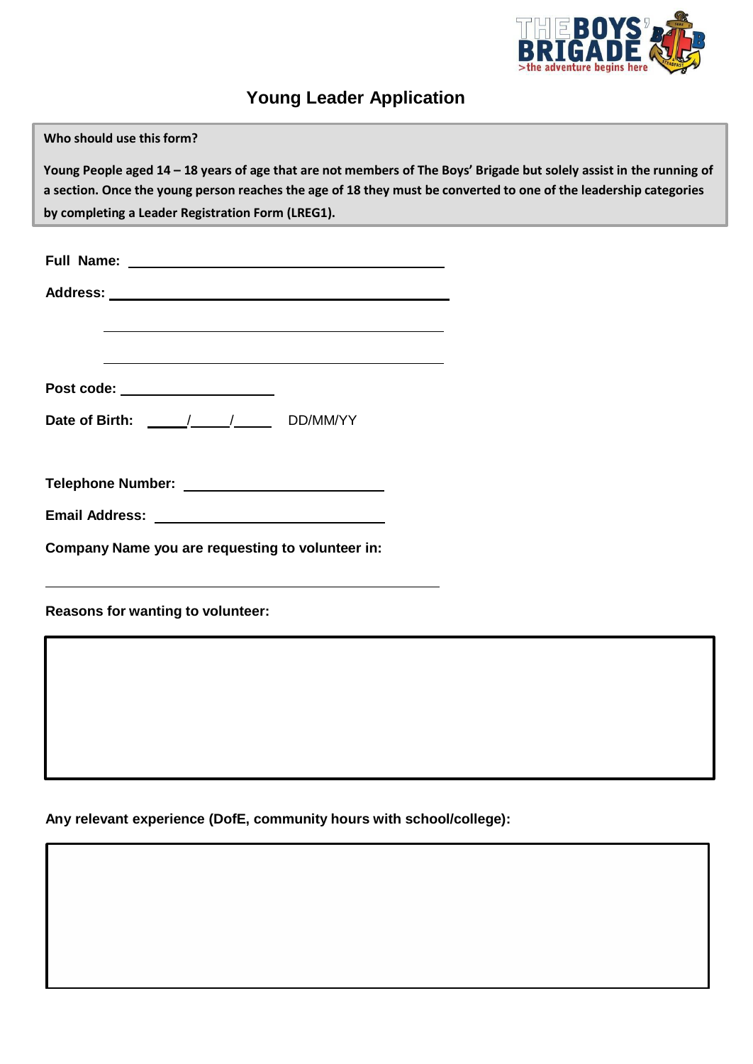# Young Leader Application

**Who should use this form?**

**Young People aged 14 – 18 years of age that are not members of The Boys' Brigade but solely assist in the running of a section. Once the young person reaches the age of 18 they must be converted to one of the leadership categories by completing a Leader Registration Form (LREG1).**

**Full Name:** ______________________________

**Address:** ______________________________

______________________________

______________________________

**Post code:** ____________________

**Date of Birth:** _____/_____/_____ DD/MM/YY

**Telephone Number:** ______________________________

**Email Address:** ______________________________

**Company Name you are requesting to volunteer in:**

______________________________

**Reasons for wanting to volunteer:**

**Any relevant experience (DofE, community hours with school/college):**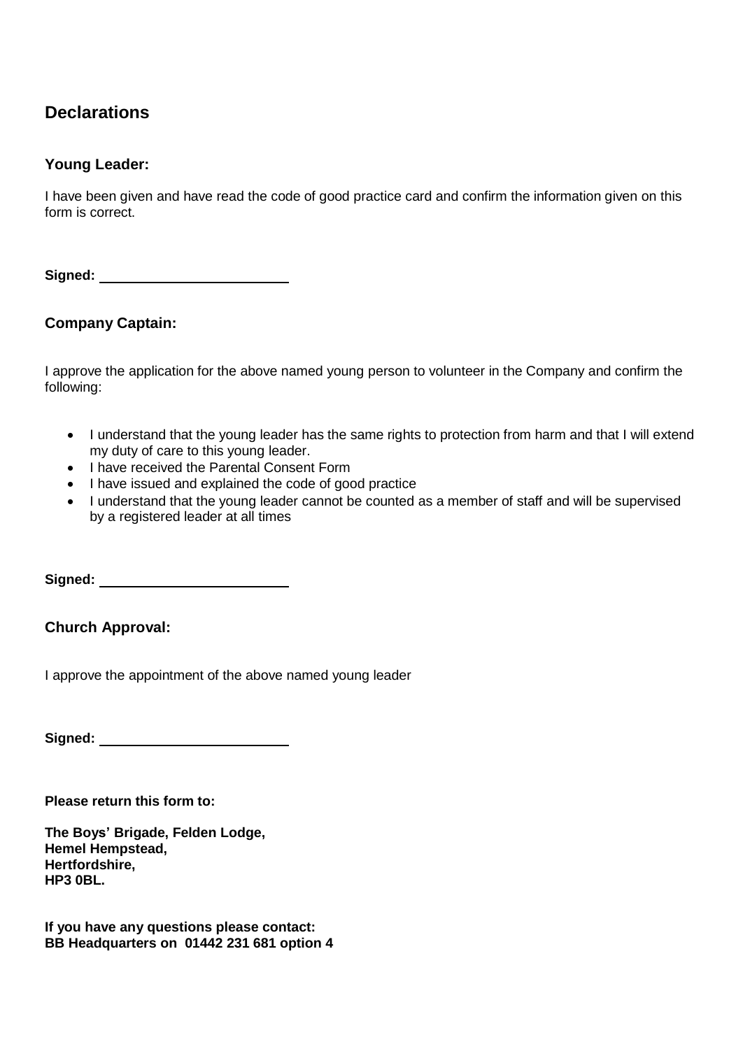## Declarations

### Young Leader:

I have been given and have read the code of good practice card and confirm the information given on this form is correct.

**Signed:** ________________________

### Company Captain:

I approve the application for the above named young person to volunteer in the Company and confirm the following:

- I understand that the young leader has the same rights to protection from harm and that I will extend my duty of care to this young leader.
- I have received the Parental Consent Form
- I have issued and explained the code of good practice
- I understand that the young leader cannot be counted as a member of staff and will be supervised by a registered leader at all times

**Signed:** ________________________

### Church Approval:

I approve the appointment of the above named young leader

**Signed:** ________________________

**Please return this form to:**

**The Boys' Brigade, Felden Lodge,**
**Hemel Hempstead,**
**Hertfordshire,**
**HP3 0BL.**

**If you have any questions please contact:**
**BB Headquarters on 01442 231 681 option 4**